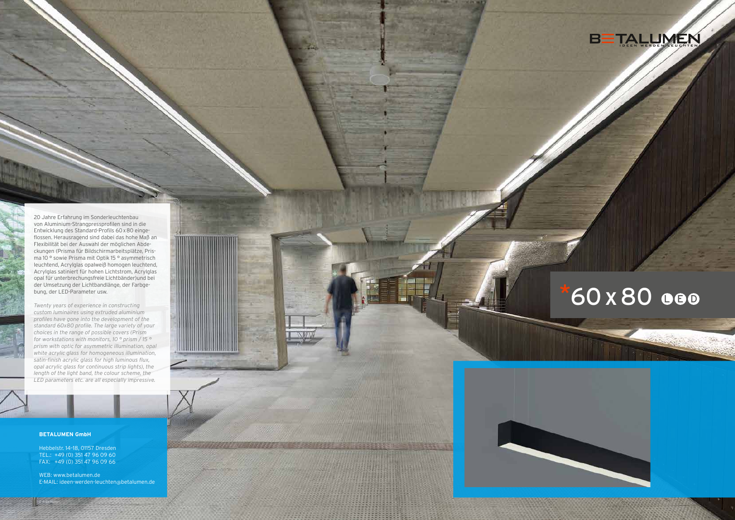BETALUMEN
IDEEN WERDEN LEUCHTEN

# *60 x 80 LED

20 Jahre Erfahrung im Sonderleuchtenbau von Aluminium-Strangpressprofilen sind in die Entwicklung des Standard-Profils 60 x 80 eingeflossen. Herausragend sind dabei das hohe Maß an Flexibilität bei der Auswahl der möglichen Abdeckungen (Prisma für Bildschirmarbeitsplätze, Prisma 10 ° sowie Prisma mit Optik 15 ° asymmetrisch leuchtend, Acrylglas opalweiß homogen leuchtend, Acrylglas satiniert für hohen Lichtstrom, Acrylglas opal für unterbrechungsfreie Lichtbänder)und bei der Umsetzung der Lichtbandlänge, der Farbgebung, der LED-Parameter usw.

*Twenty years of experience in constructing custom luminaires using extruded aluminium profiles have gone into the development of the standard 60x80 profile. The large variety of your choices in the range of possible covers (Prism for workstations with monitors, 10 ° prism / 15 ° prism with optic for asymmetric illumination, opal white acrylic glass for homogeneous illumination, satin-finish acrylic glass for high luminous flux, opal acrylic glass for continuous strip lights), the length of the light band, the colour scheme, the LED parameters etc. are all especially impressive.*

**BETALUMEN GmbH**

Hebbelstr. 14-18, 01157 Dresden
TEL.: +49 (0) 351 47 96 09 60
FAX: +49 (0) 351 47 96 09 66

WEB: www.betalumen.de
E-MAIL: ideen-werden-leuchten@betalumen.de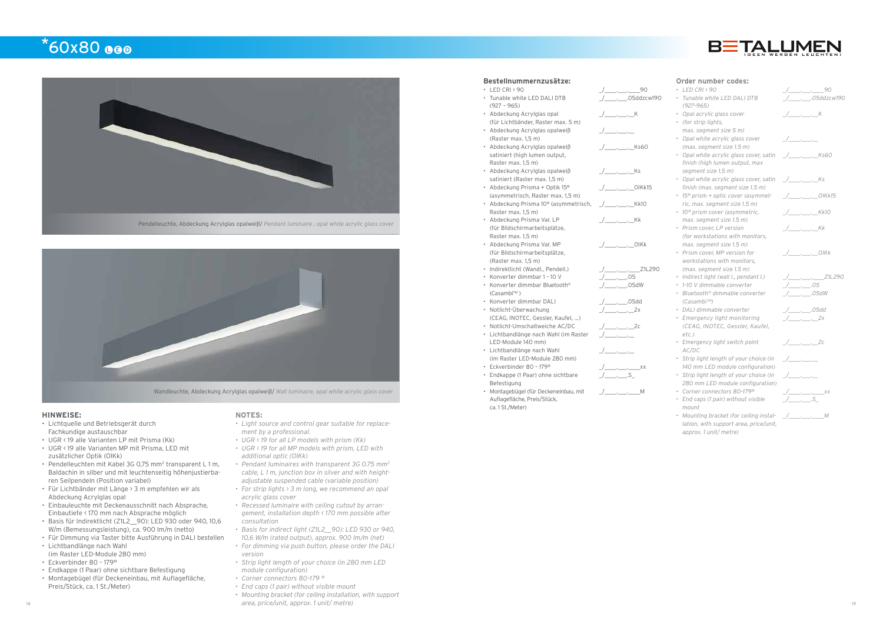# *60x80 LED

Pendelleuchte, Abdeckung Acrylglas opalweiß/ *Pendant luminaire , opal white acrylic glass cover*

Wandleuchte, Abdeckung Acrylglas opalweiß/ *Wall luminaire, opal white acrylic glass cover*

### HINWEISE:

- Lichtquelle und Betriebsgerät durch Fachkundige austauschbar
- UGR < 19 alle Varianten LP mit Prisma (Kk)
- UGR < 19 alle Varianten MP mit Prisma, LED mit zusätzlicher Optik (OlKk)
- Pendelleuchten mit Kabel 3G 0,75 mm² transparent L 1 m, Baldachin in silber und mit leuchtenseitig höhenjustierbaren Seilpendeln (Position variabel)
- Für Lichtbänder mit Länge > 3 m empfehlen wir als Abdeckung Acrylglas opal
- Einbauleuchte mit Deckenausschnitt nach Absprache, Einbautiefe < 170 mm nach Absprache möglich
- Basis für Indirektlicht (Z1L2__90): LED 930 oder 940, 10,6 W/m (Bemessungsleistung), ca. 900 lm/m (netto)
- Für Dimmung via Taster bitte Ausführung in DALI bestellen
- Lichtbandlänge nach Wahl (im Raster LED-Module 280 mm)
- Eckverbinder 80 – 179°
- Endkappe (1 Paar) ohne sichtbare Befestigung
- Montagebügel (für Deckeneinbau, mit Auflagefläche, Preis/Stück, ca. 1 St./Meter)

### NOTES:

- *Light source and control gear suitable for replacement by a professional.*
- *UGR < 19 for all LP models with prism (Kk)*
- *UGR < 19 for all MP models with prism, LED with additional optic (OlKk)*
- *Pendant luminaires with transparent 3G 0.75 mm² cable, L 1 m, junction box in silver and with height-adjustable suspended cable (variable position)*
- *For strip lights > 3 m long, we recommend an opal acrylic glass cover*
- *Recessed luminaire with ceiling cutout by arrangement, installation depth < 170 mm possible after consultation*
- *Basis for indirect light (Z1L2__90): LED 930 or 940, 10,6 W/m (rated output), approx. 900 lm/m (net)*
- *For dimming via push button, please order the DALI version*
- *Strip light length of your choice (in 280 mm LED module configuration)*
- *Corner connectors 80–179 °*
- *End caps (1 pair) without visible mount*
- *Mounting bracket (for ceiling installation, with support area, price/unit, approx. 1 unit/ metre)*

### Bestellnummernzusätze:

| | |
|---|---|
| • LED CRI > 90 | _/____.___.____90 |
| • Tunable white LED DALI DT8 (927 – 965) | _/____.___.05ddzcw190 |
| • Abdeckung Acrylglas opal (für Lichtbänder, Raster max. 5 m) | _/____.___.__K |
| • Abdeckung Acrylglas opalweiß (Raster max. 1,5 m) | _/____.___.__ |
| • Abdeckung Acrylglas opalweiß satiniert (high lumen output, Raster max. 1,5 m) | _/____.___.__Ks60 |
| • Abdeckung Acrylglas opalweiß satiniert (Raster max. 1,5 m) | _/____.___.__Ks |
| • Abdeckung Prisma + Optik 15° (asymmetrisch, Raster max. 1,5 m) | _/____.___.__OlKk15 |
| • Abdeckung Prisma 10° (asymmetrisch, Raster max. 1,5 m) | _/____.___.__Kk10 |
| • Abdeckung Prisma Var. LP (für Bildschirmarbeitsplätze, Raster max. 1,5 m) | _/____.___.__Kk |
| • Abdeckung Prisma Var. MP (für Bildschirmarbeitsplätze, (Raster max. 1,5 m) | _/____.___.__OlKk |
| • Indirektlicht (Wandl., Pendell.) | _/____.___.____Z1L290 |
| • Konverter dimmbar 1 - 10 V | _/____.___.05 |
| • Konverter dimmbar Bluetooth® (Casambi™ ) | _/____.___.05dW |
| • Konverter dimmbar DALI | _/____.___.05dd |
| • Notlicht-Überwachung (CEAG, INOTEC, Gessler, Kaufel, ...) | _/____.___.__2x |
| • Notlicht-Umschaltweiche AC/DC | _/____.___.__2c |
| • Lichtbandlänge nach Wahl (im Raster LED-Module 140 mm) | _/____.___.__ |
| • Lichtbandlänge nach Wahl (im Raster LED-Module 280 mm) | _/____.___.__ |
| • Eckverbinder 80 – 179° | _/____.___.____xx |
| • Endkappe (1 Paar) ohne sichtbare Befestigung | _/____.___.S_ |
| • Montagebügel (für Deckeneinbau, mit Auflagefläche, Preis/Stück, ca. 1 St./Meter) | _/____.___.____M |

### Order number codes:

| | |
|---|---|
| • *LED CRI > 90* | _/____.___.____90 |
| • *Tunable white LED DALI DT8 (927-965)* | _/____.___.05ddzcw190 |
| • *Opal acrylic glass cover* • *(for strip lights, max. segment size 5 m)* | _/____.___.__K |
| • *Opal white acrylic glass cover (max. segment size 1.5 m)* | _/____.___.__ |
| • *Opal white acrylic glass cover, satin finish (high lumen output, max segment size 1.5 m)* | _/____.___.__Ks60 |
| • *Opal white acrylic glass cover, satin finish (max. segment size 1.5 m)* | _/____.___.__Ks |
| • *15° prism + optic cover (asymmetric, max. segment size 1.5 m)* | _/____.___.__OlKk15 |
| • *10° prism cover (asymmetric, max. segment size 1.5 m)* | _/____.___.__Kk10 |
| • *Prism cover, LP version (for workstations with monitors, max. segment size 1.5 m)* | _/____.___.__Kk |
| • *Prism cover, MP version for workstations with monitors, (max. segment size 1.5 m)* | _/____.___.__OlKk |
| • *Indirect light (wall l., pendant l.)* | _/____.___.____Z1L290 |
| • *1-10 V dimmable converter* | _/____.___.05 |
| • *Bluetooth® dimmable converter (Casambi™)* | _/____.___.05dW |
| • *DALI dimmable converter* | _/____.___.05dd |
| • *Emergency light monitoring (CEAG, INOTEC, Gessler, Kaufel, etc.)* | _/____.___.__2x |
| • *Emergency light switch point AC/DC* | _/____.___.__2c |
| • *Strip light length of your choice (in 140 mm LED module configuration)* | _/____.___.__ |
| • *Strip light length of your choice (in 280 mm LED module configuration)* | _/____.___.__ |
| • *Corner connectors 80–179°* | _/____.___.____xx |
| • *End caps (1 pair) without visible mount* | _/____.___.S_ |
| • *Mounting bracket (for ceiling installation, with support area, price/unit, approx. 1 unit/ metre)* | _/____.___.____M |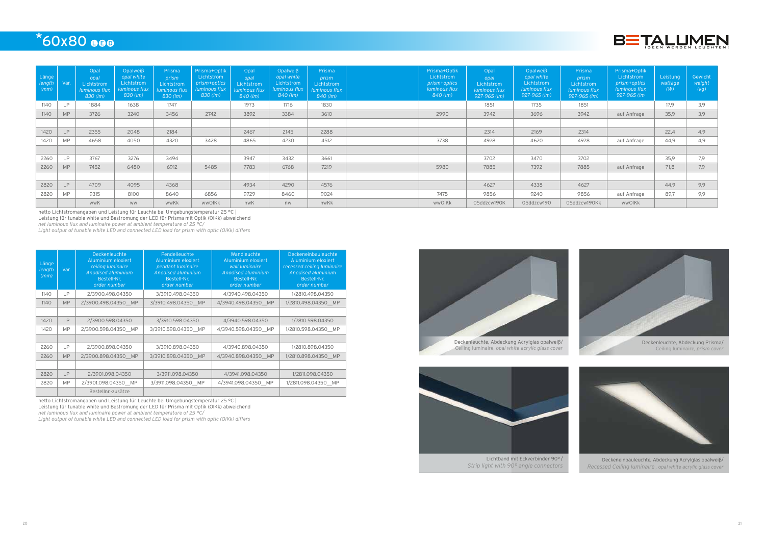# *60x80 LED

| Länge *length* (mm) | Var. | Opal *opal* Lichtstrom *luminous flux* 830 (lm) | Opalweiß *opal white* Lichtstrom *luminous flux* 830 (lm) | Prisma *prism* Lichtstrom *luminous flux* 830 (lm) | Prisma+Optik Lichtstrom *prism+optics luminous flux* 830 (lm) | Opal *opal* Lichtstrom *luminous flux* 840 (lm) | Opalweiß *opal white* Lichtstrom *luminous flux* 840 (lm) | Prisma *prism* Lichtstrom *luminous flux* 840 (lm) | | Prisma+Optik Lichtstrom *prism+optics luminous flux* 840 (lm) | Opal *opal* Lichtstrom *luminous flux* 927-965 (lm) | Opalweiß *opal white* Lichtstrom *luminous flux* 927-965 (lm) | Prisma *prism* Lichtstrom *luminous flux* 927-965 (lm) | Prisma+Optik Lichtstrom *prism+optics luminous flux* 927-965 (lm | Leistung *wattage* (W) | Gewicht *weight* (kg) |
|---|---|---|---|---|---|---|---|---|---|---|---|---|---|---|---|---|
| 1140 | LP | 1884 | 1638 | 1747 | | 1973 | 1716 | 1830 | | | 1851 | 1735 | 1851 | | 17,9 | 3,9 |
| 1140 | MP | 3726 | 3240 | 3456 | 2742 | 3892 | 3384 | 3610 | | 2990 | 3942 | 3696 | 3942 | auf Anfrage | 35,9 | 3,9 |
| | | | | | | | | | | | | | | | | |
| 1420 | LP | 2355 | 2048 | 2184 | | 2467 | 2145 | 2288 | | | 2314 | 2169 | 2314 | | 22,4 | 4,9 |
| 1420 | MP | 4658 | 4050 | 4320 | 3428 | 4865 | 4230 | 4512 | | 3738 | 4928 | 4620 | 4928 | auf Anfrage | 44,9 | 4,9 |
| | | | | | | | | | | | | | | | | |
| 2260 | LP | 3767 | 3276 | 3494 | | 3947 | 3432 | 3661 | | | 3702 | 3470 | 3702 | | 35,9 | 7,9 |
| 2260 | MP | 7452 | 6480 | 6912 | 5485 | 7783 | 6768 | 7219 | | 5980 | 7885 | 7392 | 7885 | auf Anfrage | 71,8 | 7,9 |
| | | | | | | | | | | | | | | | | |
| 2820 | LP | 4709 | 4095 | 4368 | | 4934 | 4290 | 4576 | | | 4627 | 4338 | 4627 | | 44,9 | 9,9 |
| 2820 | MP | 9315 | 8100 | 8640 | 6856 | 9729 | 8460 | 9024 | | 7475 | 9856 | 9240 | 9856 | auf Anfrage | 89,7 | 9,9 |
| | | wwK | ww | wwKk | wwOlKk | nwK | nw | nwKk | | wwOlKk | 05ddzcw19OK | 05ddzcw19O | 05ddzcw19OKk | wwOlKk | | |

netto Lichtstromangaben und Leistung für Leuchte bei Umgebungstemperatur 25 °C |
Leistung für tunable white und Bestromung der LED für Prisma mit Optik (OlKk) abweichend
*net luminous flux and luminaire power at ambient temperature of 25 °C/*
*Light output of tunable white LED and connected LED load for prism with optic (OlKk) differs*

| Länge *length* (mm) | Var. | Deckenleuchte Aluminium eloxiert *ceiling luminaire Anodised aluminium* Bestell-Nr. *order number* | Pendelleuchte Aluminium eloxiert *pendant luminaire Anodised aluminium* Bestell-Nr. *order number* | Wandleuchte Aluminium eloxiert *wall luminaire Anodised aluminium* Bestell-Nr. *order number* | Deckeneinbauleuchte Aluminium eloxiert *recessed ceiling luminaire Anodised aluminium* Bestell-Nr. *order number* |
|---|---|---|---|---|---|
| 1140 | LP | 2/3900.498.04350 | 3/3910.498.04350 | 4/3940.498.04350 | 1/2810.498.04350 |
| 1140 | MP | 2/3900.498.04350_MP | 3/3910.498.04350_MP | 4/3940.498.04350_MP | 1/2810.498.04350_MP |
| | | | | | |
| 1420 | LP | 2/3900.598.04350 | 3/3910.598.04350 | 4/3940.598.04350 | 1/2810.598.04350 |
| 1420 | MP | 2/3900.598.04350_MP | 3/3910.598.04350_MP | 4/3940.598.04350_MP | 1/2810.598.04350_MP |
| | | | | | |
| 2260 | LP | 2/3900.898.04350 | 3/3910.898.04350 | 4/3940.898.04350 | 1/2810.898.04350 |
| 2260 | MP | 2/3900.898.04350_MP | 3/3910.898.04350_MP | 4/3940.898.04350_MP | 1/2810.898.04350_MP |
| | | | | | |
| 2820 | LP | 2/3901.098.04350 | 3/3911.098.04350 | 4/3941.098.04350 | 1/2811.098.04350 |
| 2820 | MP | 2/3901.098.04350_MP | 3/3911.098.04350_MP | 4/3941.098.04350_MP | 1/2811.098.04350_MP |
| | | Bestellnr.-zusätze | | | |

netto Lichtstromangaben und Leistung für Leuchte bei Umgebungstemperatur 25 °C |
Leistung für tunable white und Bestromung der LED für Prisma mit Optik (OlKk) abweichend
*net luminous flux and luminaire power at ambient temperature of 25 °C/*
*Light output of tunable white LED and connected LED load for prism with optic (OlKk) differs*

Deckenleuchte, Abdeckung Acrylglas opalweiß/
*Ceiling luminaire, opal white acrylic glass cover*

Deckenleuchte, Abdeckung Prisma/
*Ceiling luminaire, prism cover*

Lichtband mit Eckverbinder 90°/
*Strip light with 90° angle connectors*

Deckeneinbauleuchte, Abdeckung Acrylglas opalweiß/
*Recessed Ceiling luminaire, opal white acrylic glass cover*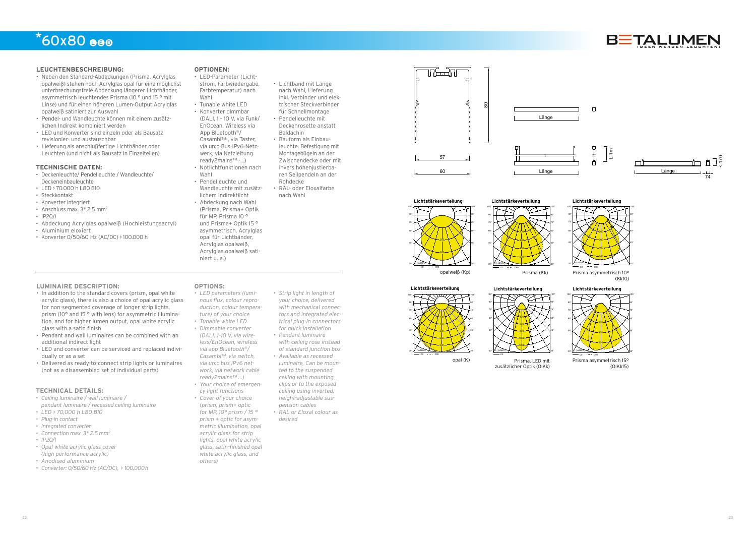# *60x80 LED

BETALUMEN
IDEEN WERDEN LEUCHTEN!

## LEUCHTENBESCHREIBUNG:

- Neben den Standard-Abdeckungen (Prisma, Acrylglas opalweiß) stehen noch Acrylglas opal für eine möglichst unterbrechungsfreie Abdeckung längerer Lichtbänder, asymmetrisch leuchtendes Prisma (10 ° und 15 ° mit Linse) und für einen höheren Lumen-Output Acrylglas opalweiß satiniert zur Auswahl
- Pendel- und Wandleuchte können mit einem zusätzlichen Indirekt kombiniert werden
- LED und Konverter sind einzeln oder als Bausatz revisionier- und austauschbar
- Lieferung als anschlußfertige Lichtbänder oder Leuchten (und nicht als Bausatz in Einzelteilen)

## TECHNISCHE DATEN:

- Deckenleuchte/ Pendelleuchte / Wandleuchte/ Deckeneinbauleuchte
- LED > 70.000 h L80 B10
- Steckkontakt
- Konverter integriert
- Anschluss max. 3* 2,5 mm²
- IP20/I
- Abdeckung Acrylglas opalweiß (Hochleistungsacryl)
- Aluminium eloxiert
- Konverter 0/50/60 Hz (AC/DC) > 100.000 h

## OPTIONEN:

- LED-Parameter (Lichtstrom, Farbwiedergabe, Farbtemperatur) nach Wahl
- Tunable white LED
- Konverter dimmbar (DALI, 1 – 10 V, via Funk/ EnOcean, Wireless via App Bluetooth®/ Casambi™-, via Taster, via un:c-Bus-IPv6-Netzwerk, via Netzleitung ready2mains™ -...)
- Notlichtfunktionen nach Wahl
- Pendelleuchte und Wandleuchte mit zusätzlichem Indirektlicht
- Abdeckung nach Wahl (Prisma, Prisma+ Optik für MP, Prisma 10 ° und Prisma+ Optik 15 ° asymmetrisch, Acrylglas opal für Lichtbänder, Acrylglas opalweiß, Acrylglas opalweiß satiniert u. a.)
- Lichtband mit Länge nach Wahl, Lieferung inkl. Verbinder und elektrischer Steckverbinder für Schnellmontage
- Pendelleuchte mit Deckenrosette anstatt Baldachin
- Bauform als Einbauleuchte. Befestigung mit Montagebügeln an der Zwischendecke oder mit invers höhenjustierbaren Seilpendeln an der Rohdecke
- RAL- oder Eloxalfarbe nach Wahl

## LUMINAIRE DESCRIPTION:

- In addition to the standard covers (prism, opal white acrylic glass), there is also a choice of opal acrylic glass for non-segmented coverage of longer strip lights, prism (10° and 15 ° with lens) for asymmetric illumination, and for higher lumen output, opal white acrylic glass with a satin finish
- Pendant and wall luminaires can be combined with an additional indirect light
- LED and converter can be serviced and replaced individually or as a set
- Delivered as ready-to-connect strip lights or luminaires (not as a disassembled set of individual parts)

## TECHNICAL DETAILS:

- *Ceiling luminaire / wall luminaire / pendant luminaire / recessed ceiling luminaire*
- *LED > 70,000 h L80 B10*
- *Plug-in contact*
- *Integrated converter*
- *Connection max. 3* 2.5 mm²*
- *IP20/I*
- *Opal white acrylic glass cover (high performance acrylic)*
- *Anodised aluminium*
- *Converter: 0/50/60 Hz (AC/DC), > 100,000 h*

## OPTIONS:

- *LED parameters (luminous flux, colour reproduction, colour temperature) of your choice*
- *Tunable white LED*
- *Dimmable converter (DALI, 1–10 V, via wireless/EnOcean, wireless via app Bluetooth®/ Casambi™, via switch, via un:c bus IPv6 network, via network cable ready2mains™ ...)*
- *Your choice of emergency light functions*
- *Cover of your choice (prism, prism+ optic for MP, 10° prism / 15 ° prism + optic for asymmetric illumination, opal acrylic glass for strip lights, opal white acrylic glass, satin-finished opal white acrylic glass, and others)*
- *Strip light in length of your choice, delivered with mechanical connectors and integrated electrical plug-in connectors for quick installation*
- *Pendant luminaire with ceiling rose instead of standard junction box*
- *Available as recessed luminaire, Can be mounted to the suspended ceiling with mounting clips or to the exposed ceiling using inverted, height-adjustable suspension cables*
- *RAL or Eloxal colour as desired*

80
57
60
Länge
Länge
L 1m
Länge
< 170
74

Lichtstärkeverteilung
opalweiß (Kp)

Lichtstärkeverteilung
Prisma (Kk)

Lichtstärkeverteilung
Prisma asymmetrisch 10° (Kk10)

Lichtstärkeverteilung
opal (K)

Lichtstärkeverteilung
Prisma, LED mit zusätzlicher Optik (OIKk)

Lichtstärkeverteilung
Prisma asymmetrisch 15° (OIKk15)